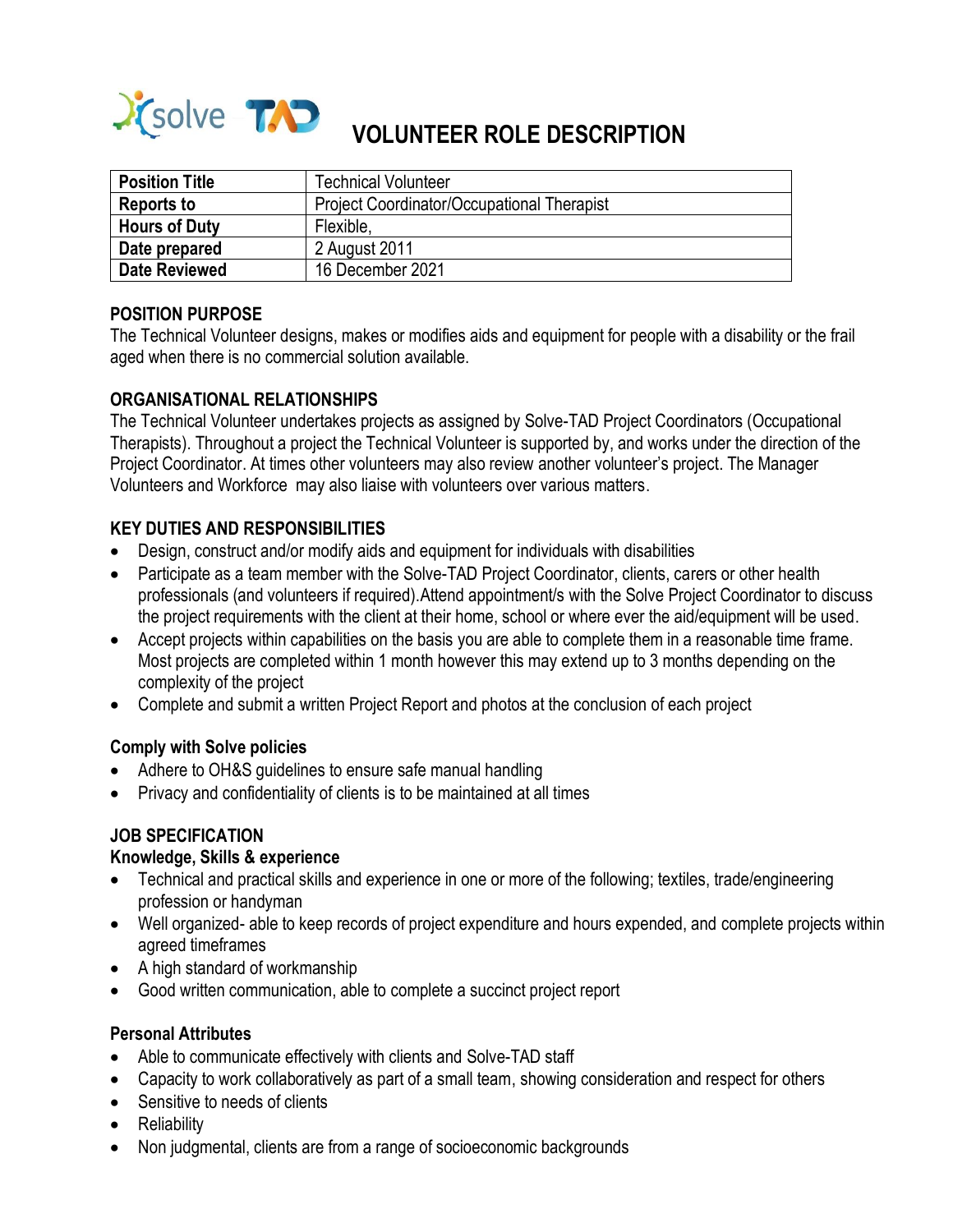# VOLUNTEER ROLE DESCRIPTION

| **Position Title** | Technical Volunteer |
|---|---|
| **Reports to** | Project Coordinator/Occupational Therapist |
| **Hours of Duty** | Flexible, |
| **Date prepared** | 2 August 2011 |
| **Date Reviewed** | 16 December 2021 |

## POSITION PURPOSE

The Technical Volunteer designs, makes or modifies aids and equipment for people with a disability or the frail aged when there is no commercial solution available.

## ORGANISATIONAL RELATIONSHIPS

The Technical Volunteer undertakes projects as assigned by Solve-TAD Project Coordinators (Occupational Therapists). Throughout a project the Technical Volunteer is supported by, and works under the direction of the Project Coordinator. At times other volunteers may also review another volunteer's project. The Manager Volunteers and Workforce may also liaise with volunteers over various matters.

## KEY DUTIES AND RESPONSIBILITIES

- Design, construct and/or modify aids and equipment for individuals with disabilities
- Participate as a team member with the Solve-TAD Project Coordinator, clients, carers or other health professionals (and volunteers if required).Attend appointment/s with the Solve Project Coordinator to discuss the project requirements with the client at their home, school or where ever the aid/equipment will be used.
- Accept projects within capabilities on the basis you are able to complete them in a reasonable time frame. Most projects are completed within 1 month however this may extend up to 3 months depending on the complexity of the project
- Complete and submit a written Project Report and photos at the conclusion of each project

### Comply with Solve policies

- Adhere to OH&S guidelines to ensure safe manual handling
- Privacy and confidentiality of clients is to be maintained at all times

## JOB SPECIFICATION

### Knowledge, Skills & experience

- Technical and practical skills and experience in one or more of the following; textiles, trade/engineering profession or handyman
- Well organized- able to keep records of project expenditure and hours expended, and complete projects within agreed timeframes
- A high standard of workmanship
- Good written communication, able to complete a succinct project report

### Personal Attributes

- Able to communicate effectively with clients and Solve-TAD staff
- Capacity to work collaboratively as part of a small team, showing consideration and respect for others
- Sensitive to needs of clients
- Reliability
- Non judgmental, clients are from a range of socioeconomic backgrounds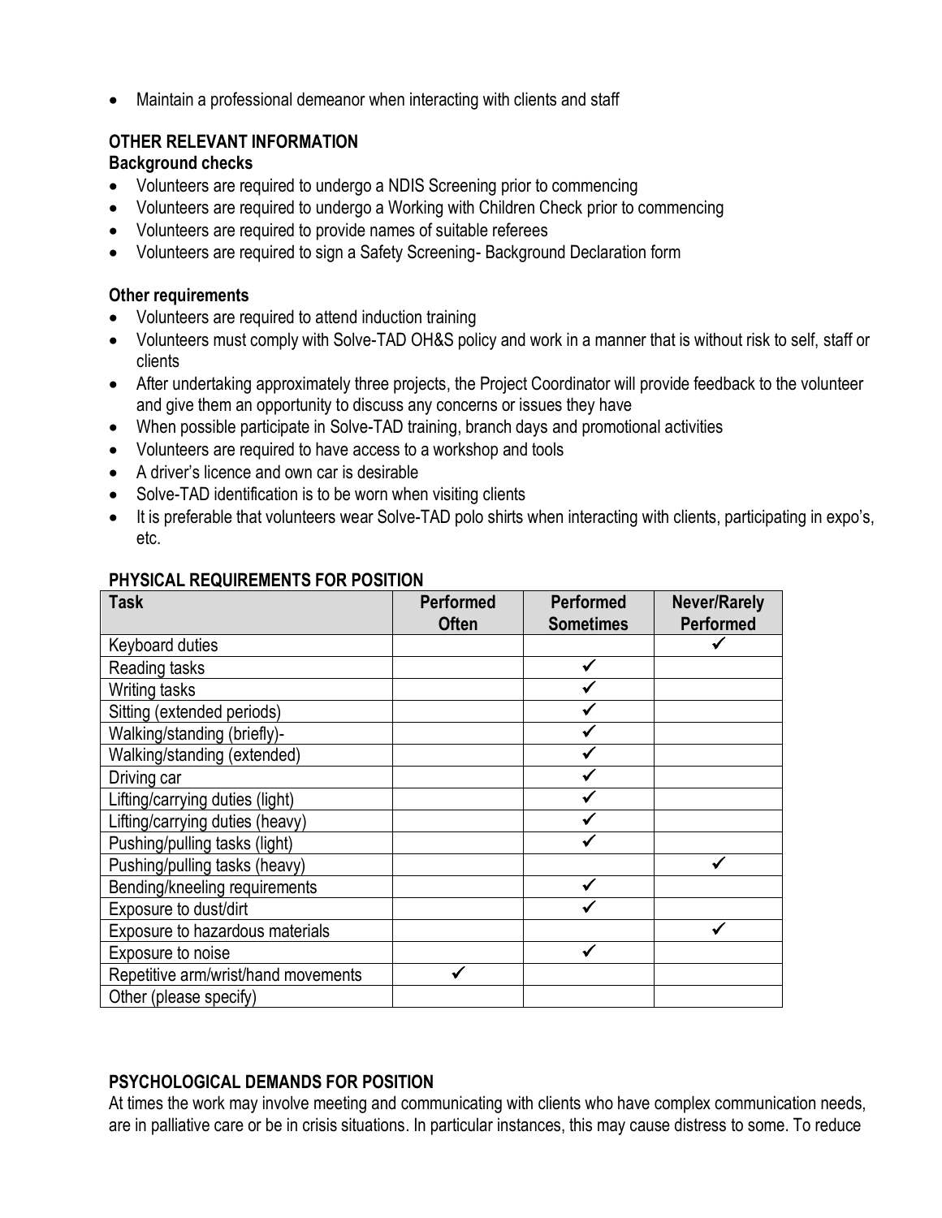- Maintain a professional demeanor when interacting with clients and staff

## OTHER RELEVANT INFORMATION

### Background checks

- Volunteers are required to undergo a NDIS Screening prior to commencing
- Volunteers are required to undergo a Working with Children Check prior to commencing
- Volunteers are required to provide names of suitable referees
- Volunteers are required to sign a Safety Screening- Background Declaration form

### Other requirements

- Volunteers are required to attend induction training
- Volunteers must comply with Solve-TAD OH&S policy and work in a manner that is without risk to self, staff or clients
- After undertaking approximately three projects, the Project Coordinator will provide feedback to the volunteer and give them an opportunity to discuss any concerns or issues they have
- When possible participate in Solve-TAD training, branch days and promotional activities
- Volunteers are required to have access to a workshop and tools
- A driver's licence and own car is desirable
- Solve-TAD identification is to be worn when visiting clients
- It is preferable that volunteers wear Solve-TAD polo shirts when interacting with clients, participating in expo's, etc.

## PHYSICAL REQUIREMENTS FOR POSITION

| Task | Performed Often | Performed Sometimes | Never/Rarely Performed |
|---|---|---|---|
| Keyboard duties | | | ✓ |
| Reading tasks | | ✓ | |
| Writing tasks | | ✓ | |
| Sitting (extended periods) | | ✓ | |
| Walking/standing (briefly)- | | ✓ | |
| Walking/standing (extended) | | ✓ | |
| Driving car | | ✓ | |
| Lifting/carrying duties (light) | | ✓ | |
| Lifting/carrying duties (heavy) | | ✓ | |
| Pushing/pulling tasks (light) | | ✓ | |
| Pushing/pulling tasks (heavy) | | | ✓ |
| Bending/kneeling requirements | | ✓ | |
| Exposure to dust/dirt | | ✓ | |
| Exposure to hazardous materials | | | ✓ |
| Exposure to noise | | ✓ | |
| Repetitive arm/wrist/hand movements | ✓ | | |
| Other (please specify) | | | |

## PSYCHOLOGICAL DEMANDS FOR POSITION

At times the work may involve meeting and communicating with clients who have complex communication needs, are in palliative care or be in crisis situations. In particular instances, this may cause distress to some. To reduce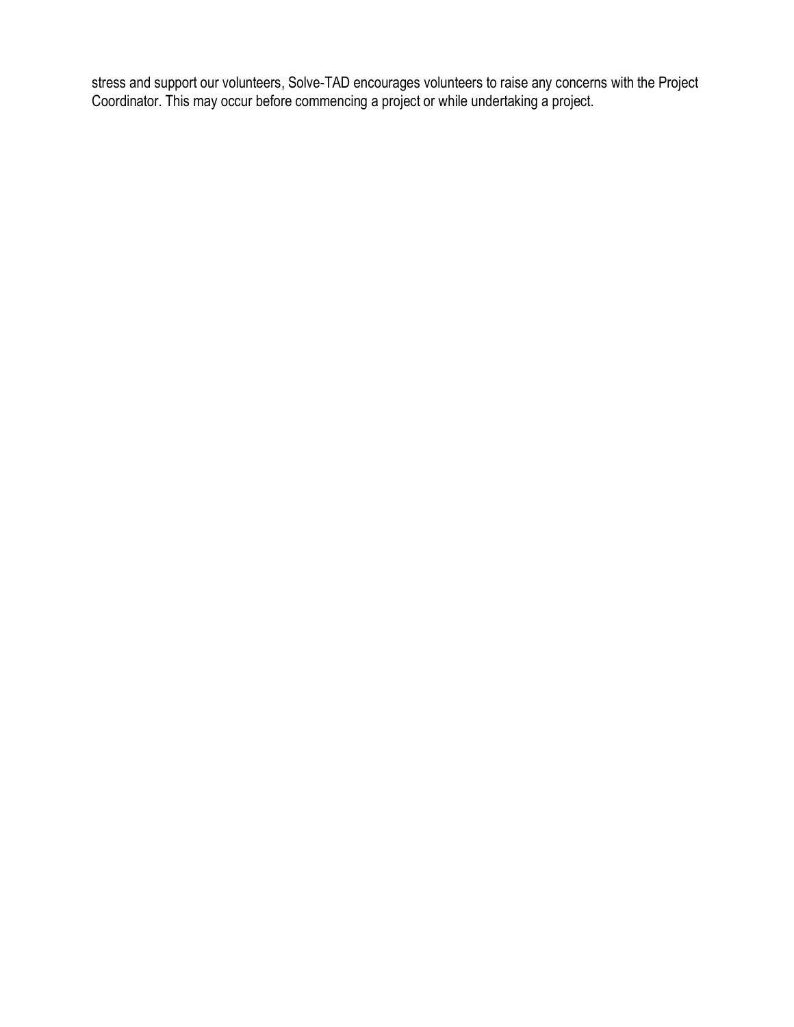stress and support our volunteers, Solve-TAD encourages volunteers to raise any concerns with the Project Coordinator. This may occur before commencing a project or while undertaking a project.